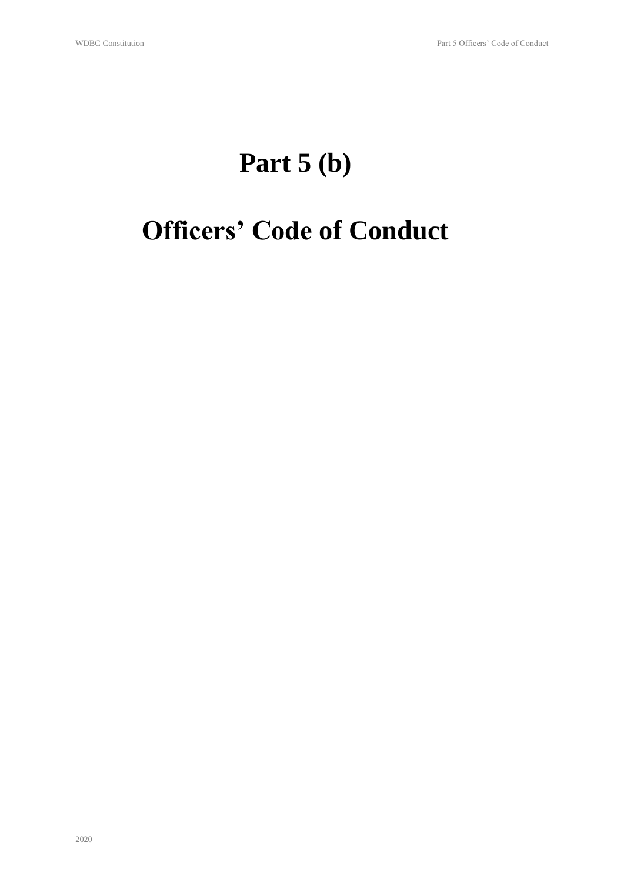# Part 5 (b)

# Officers' Code of Conduct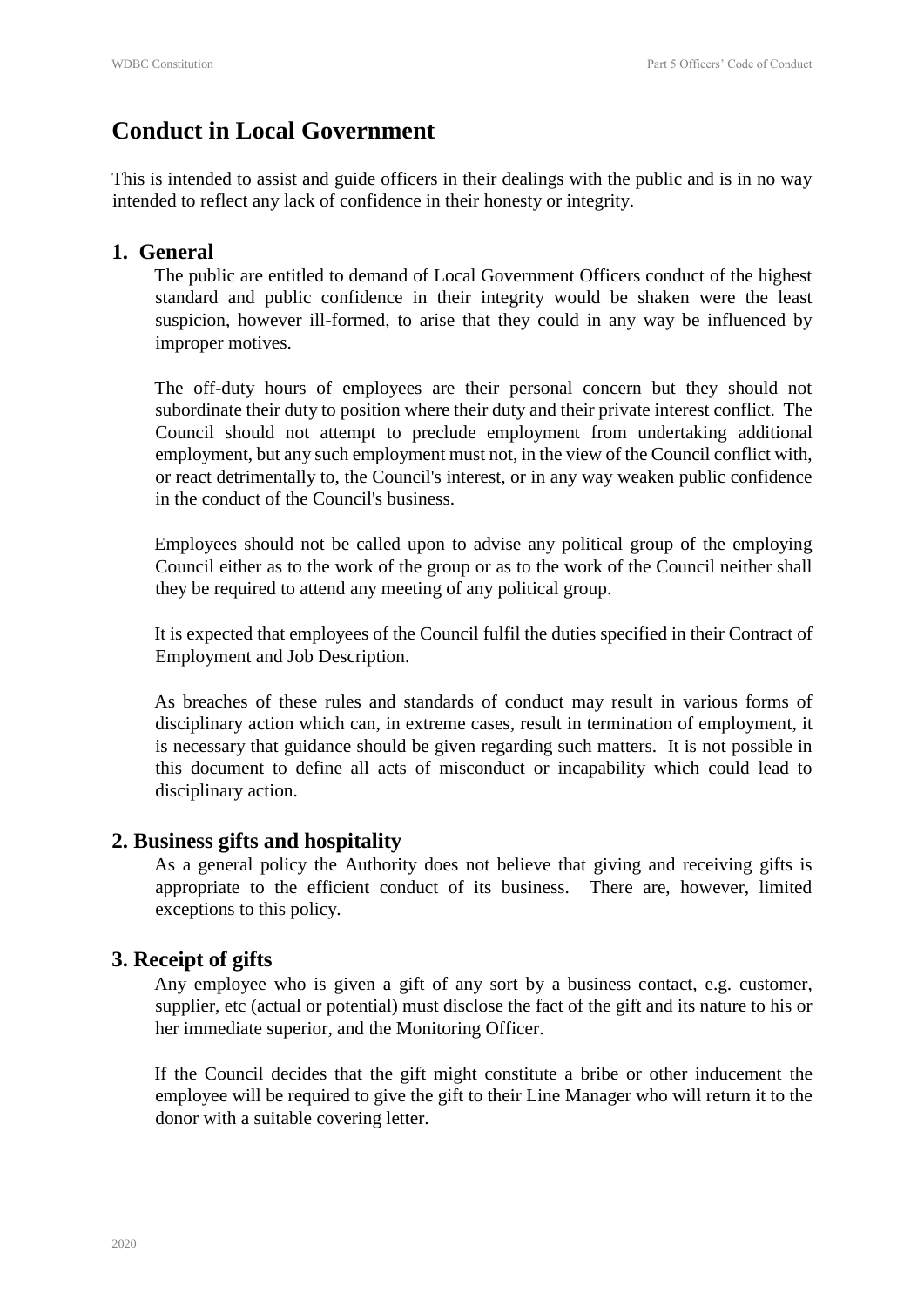# Conduct in Local Government

This is intended to assist and guide officers in their dealings with the public and is in no way intended to reflect any lack of confidence in their honesty or integrity.

## 1. General

The public are entitled to demand of Local Government Officers conduct of the highest standard and public confidence in their integrity would be shaken were the least suspicion, however ill-formed, to arise that they could in any way be influenced by improper motives.

The off-duty hours of employees are their personal concern but they should not subordinate their duty to position where their duty and their private interest conflict. The Council should not attempt to preclude employment from undertaking additional employment, but any such employment must not, in the view of the Council conflict with, or react detrimentally to, the Council's interest, or in any way weaken public confidence in the conduct of the Council's business.

Employees should not be called upon to advise any political group of the employing Council either as to the work of the group or as to the work of the Council neither shall they be required to attend any meeting of any political group.

It is expected that employees of the Council fulfil the duties specified in their Contract of Employment and Job Description.

As breaches of these rules and standards of conduct may result in various forms of disciplinary action which can, in extreme cases, result in termination of employment, it is necessary that guidance should be given regarding such matters. It is not possible in this document to define all acts of misconduct or incapability which could lead to disciplinary action.

## 2. Business gifts and hospitality

As a general policy the Authority does not believe that giving and receiving gifts is appropriate to the efficient conduct of its business. There are, however, limited exceptions to this policy.

## 3. Receipt of gifts

Any employee who is given a gift of any sort by a business contact, e.g. customer, supplier, etc (actual or potential) must disclose the fact of the gift and its nature to his or her immediate superior, and the Monitoring Officer.

If the Council decides that the gift might constitute a bribe or other inducement the employee will be required to give the gift to their Line Manager who will return it to the donor with a suitable covering letter.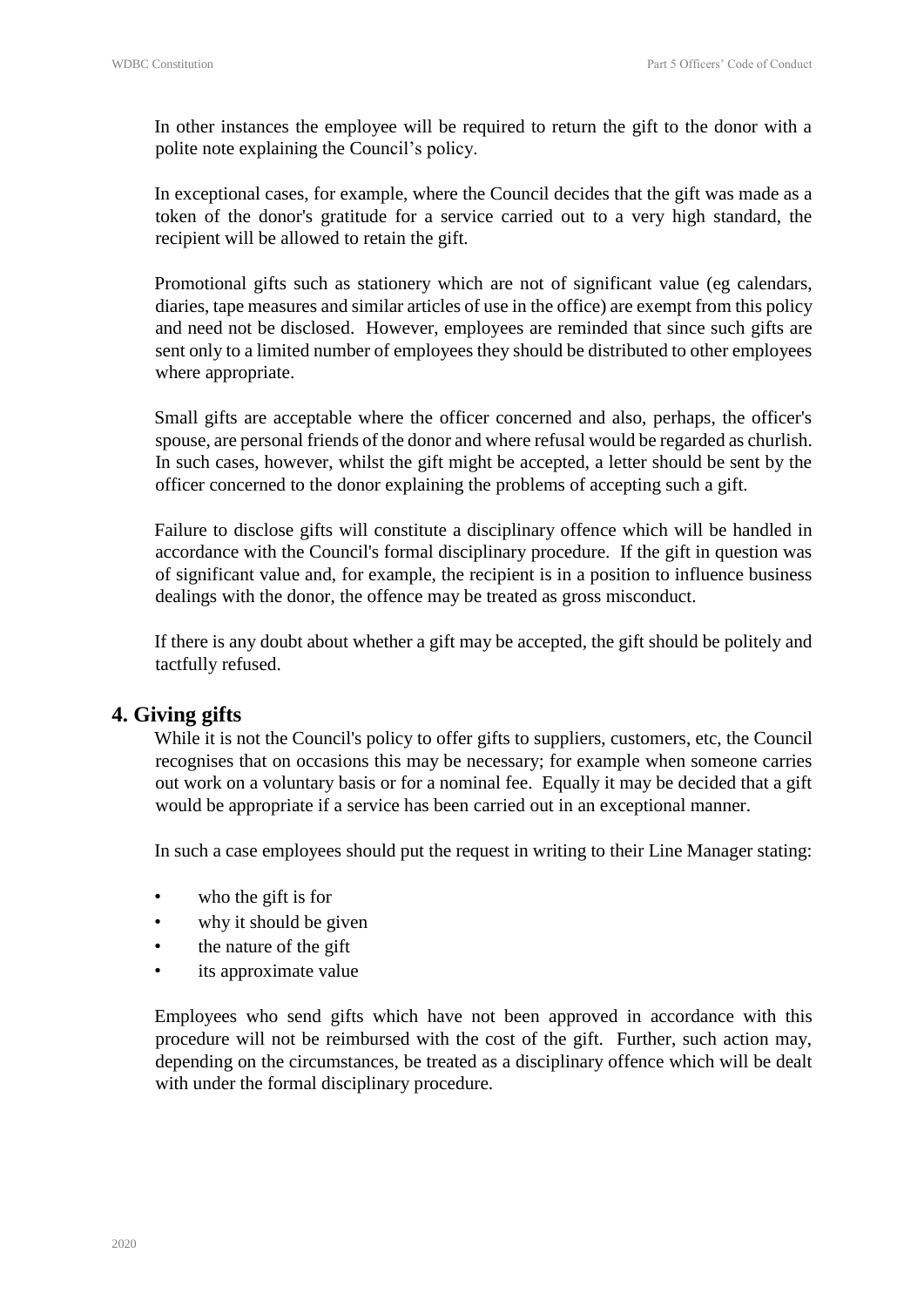In other instances the employee will be required to return the gift to the donor with a polite note explaining the Council's policy.

In exceptional cases, for example, where the Council decides that the gift was made as a token of the donor's gratitude for a service carried out to a very high standard, the recipient will be allowed to retain the gift.

Promotional gifts such as stationery which are not of significant value (eg calendars, diaries, tape measures and similar articles of use in the office) are exempt from this policy and need not be disclosed. However, employees are reminded that since such gifts are sent only to a limited number of employees they should be distributed to other employees where appropriate.

Small gifts are acceptable where the officer concerned and also, perhaps, the officer's spouse, are personal friends of the donor and where refusal would be regarded as churlish. In such cases, however, whilst the gift might be accepted, a letter should be sent by the officer concerned to the donor explaining the problems of accepting such a gift.

Failure to disclose gifts will constitute a disciplinary offence which will be handled in accordance with the Council's formal disciplinary procedure. If the gift in question was of significant value and, for example, the recipient is in a position to influence business dealings with the donor, the offence may be treated as gross misconduct.

If there is any doubt about whether a gift may be accepted, the gift should be politely and tactfully refused.

## 4. Giving gifts

While it is not the Council's policy to offer gifts to suppliers, customers, etc, the Council recognises that on occasions this may be necessary; for example when someone carries out work on a voluntary basis or for a nominal fee. Equally it may be decided that a gift would be appropriate if a service has been carried out in an exceptional manner.

In such a case employees should put the request in writing to their Line Manager stating:

- who the gift is for
- why it should be given
- the nature of the gift
- its approximate value

Employees who send gifts which have not been approved in accordance with this procedure will not be reimbursed with the cost of the gift. Further, such action may, depending on the circumstances, be treated as a disciplinary offence which will be dealt with under the formal disciplinary procedure.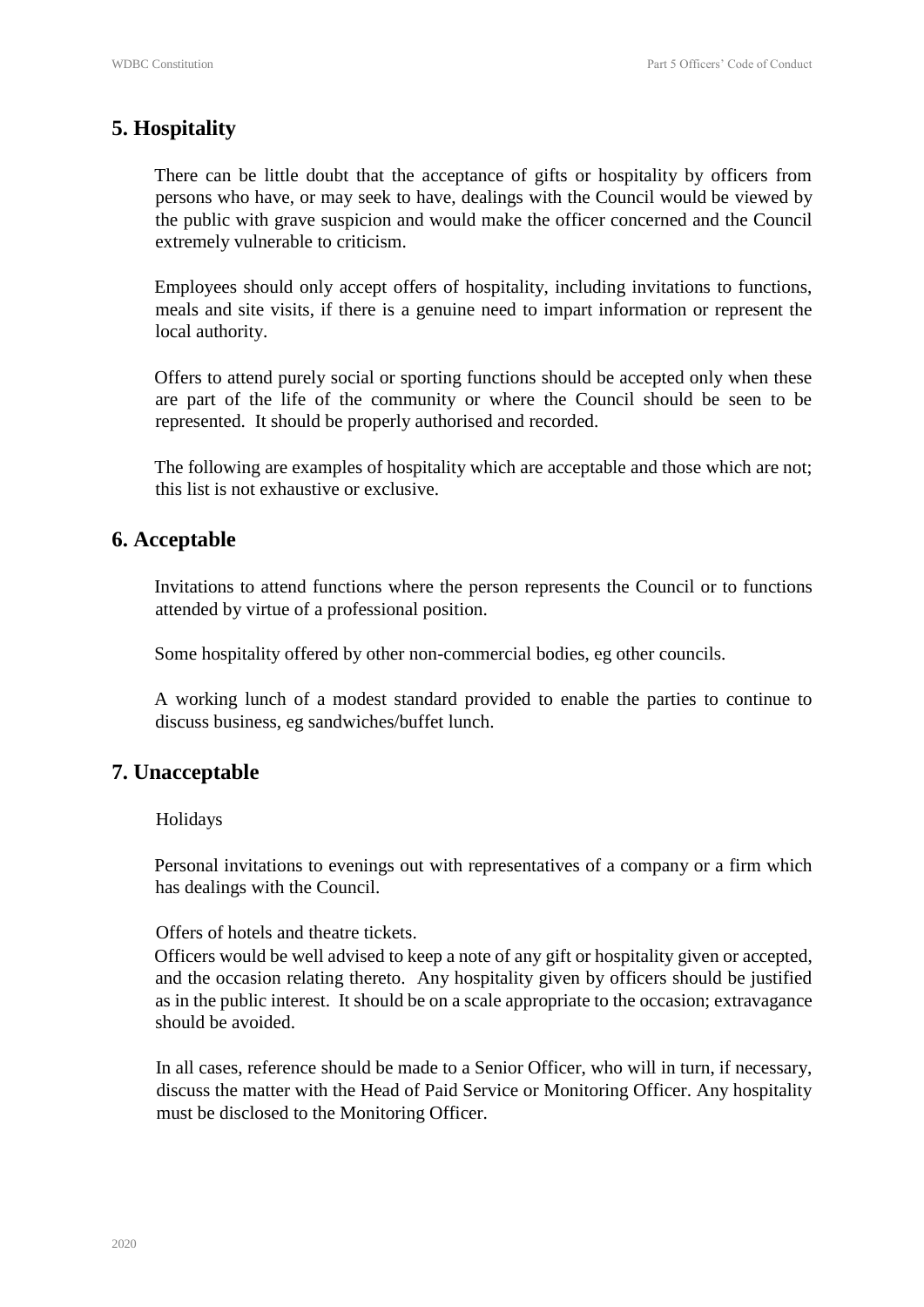## 5. Hospitality

There can be little doubt that the acceptance of gifts or hospitality by officers from persons who have, or may seek to have, dealings with the Council would be viewed by the public with grave suspicion and would make the officer concerned and the Council extremely vulnerable to criticism.

Employees should only accept offers of hospitality, including invitations to functions, meals and site visits, if there is a genuine need to impart information or represent the local authority.

Offers to attend purely social or sporting functions should be accepted only when these are part of the life of the community or where the Council should be seen to be represented. It should be properly authorised and recorded.

The following are examples of hospitality which are acceptable and those which are not; this list is not exhaustive or exclusive.

## 6. Acceptable

Invitations to attend functions where the person represents the Council or to functions attended by virtue of a professional position.

Some hospitality offered by other non-commercial bodies, eg other councils.

A working lunch of a modest standard provided to enable the parties to continue to discuss business, eg sandwiches/buffet lunch.

## 7. Unacceptable

Holidays

Personal invitations to evenings out with representatives of a company or a firm which has dealings with the Council.

Offers of hotels and theatre tickets.

Officers would be well advised to keep a note of any gift or hospitality given or accepted, and the occasion relating thereto. Any hospitality given by officers should be justified as in the public interest. It should be on a scale appropriate to the occasion; extravagance should be avoided.

In all cases, reference should be made to a Senior Officer, who will in turn, if necessary, discuss the matter with the Head of Paid Service or Monitoring Officer. Any hospitality must be disclosed to the Monitoring Officer.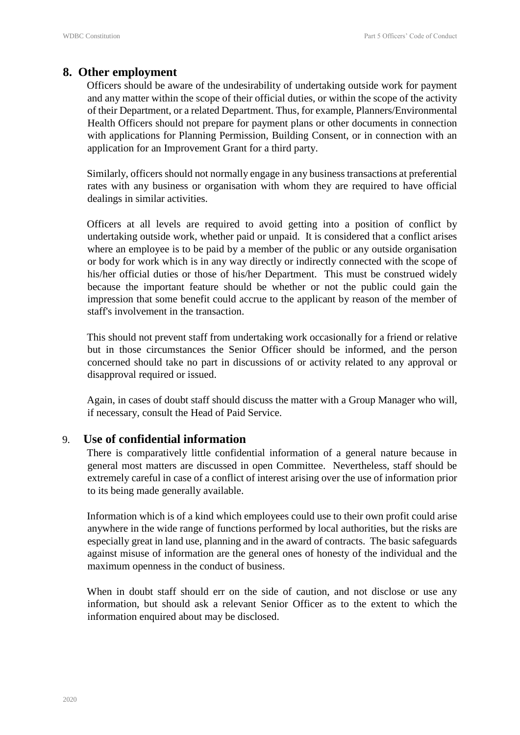## 8. Other employment

Officers should be aware of the undesirability of undertaking outside work for payment and any matter within the scope of their official duties, or within the scope of the activity of their Department, or a related Department. Thus, for example, Planners/Environmental Health Officers should not prepare for payment plans or other documents in connection with applications for Planning Permission, Building Consent, or in connection with an application for an Improvement Grant for a third party.

Similarly, officers should not normally engage in any business transactions at preferential rates with any business or organisation with whom they are required to have official dealings in similar activities.

Officers at all levels are required to avoid getting into a position of conflict by undertaking outside work, whether paid or unpaid. It is considered that a conflict arises where an employee is to be paid by a member of the public or any outside organisation or body for work which is in any way directly or indirectly connected with the scope of his/her official duties or those of his/her Department. This must be construed widely because the important feature should be whether or not the public could gain the impression that some benefit could accrue to the applicant by reason of the member of staff's involvement in the transaction.

This should not prevent staff from undertaking work occasionally for a friend or relative but in those circumstances the Senior Officer should be informed, and the person concerned should take no part in discussions of or activity related to any approval or disapproval required or issued.

Again, in cases of doubt staff should discuss the matter with a Group Manager who will, if necessary, consult the Head of Paid Service.

## 9. Use of confidential information

There is comparatively little confidential information of a general nature because in general most matters are discussed in open Committee. Nevertheless, staff should be extremely careful in case of a conflict of interest arising over the use of information prior to its being made generally available.

Information which is of a kind which employees could use to their own profit could arise anywhere in the wide range of functions performed by local authorities, but the risks are especially great in land use, planning and in the award of contracts. The basic safeguards against misuse of information are the general ones of honesty of the individual and the maximum openness in the conduct of business.

When in doubt staff should err on the side of caution, and not disclose or use any information, but should ask a relevant Senior Officer as to the extent to which the information enquired about may be disclosed.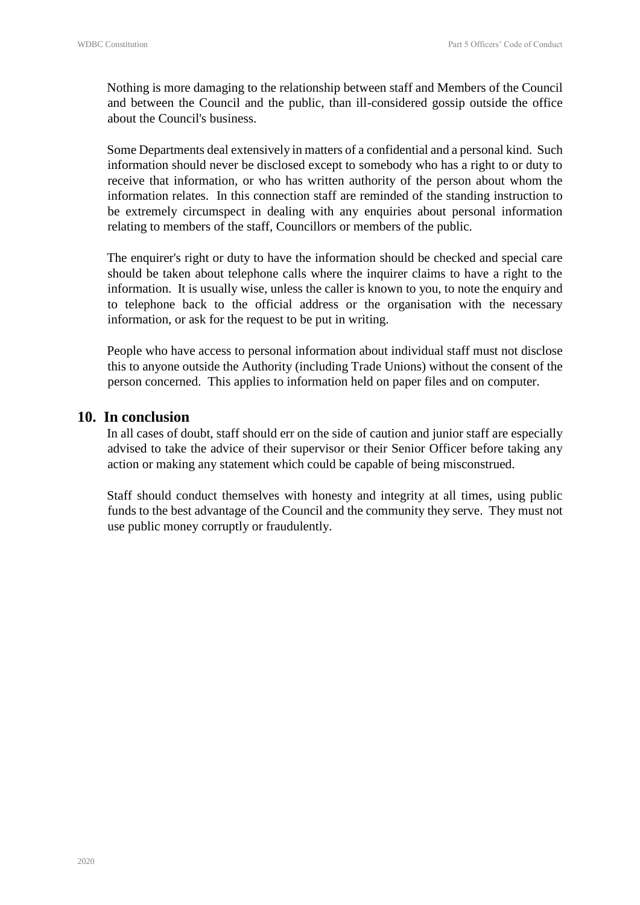Nothing is more damaging to the relationship between staff and Members of the Council and between the Council and the public, than ill-considered gossip outside the office about the Council's business.

Some Departments deal extensively in matters of a confidential and a personal kind. Such information should never be disclosed except to somebody who has a right to or duty to receive that information, or who has written authority of the person about whom the information relates. In this connection staff are reminded of the standing instruction to be extremely circumspect in dealing with any enquiries about personal information relating to members of the staff, Councillors or members of the public.

The enquirer's right or duty to have the information should be checked and special care should be taken about telephone calls where the inquirer claims to have a right to the information. It is usually wise, unless the caller is known to you, to note the enquiry and to telephone back to the official address or the organisation with the necessary information, or ask for the request to be put in writing.

People who have access to personal information about individual staff must not disclose this to anyone outside the Authority (including Trade Unions) without the consent of the person concerned. This applies to information held on paper files and on computer.

## 10. In conclusion

In all cases of doubt, staff should err on the side of caution and junior staff are especially advised to take the advice of their supervisor or their Senior Officer before taking any action or making any statement which could be capable of being misconstrued.

Staff should conduct themselves with honesty and integrity at all times, using public funds to the best advantage of the Council and the community they serve. They must not use public money corruptly or fraudulently.